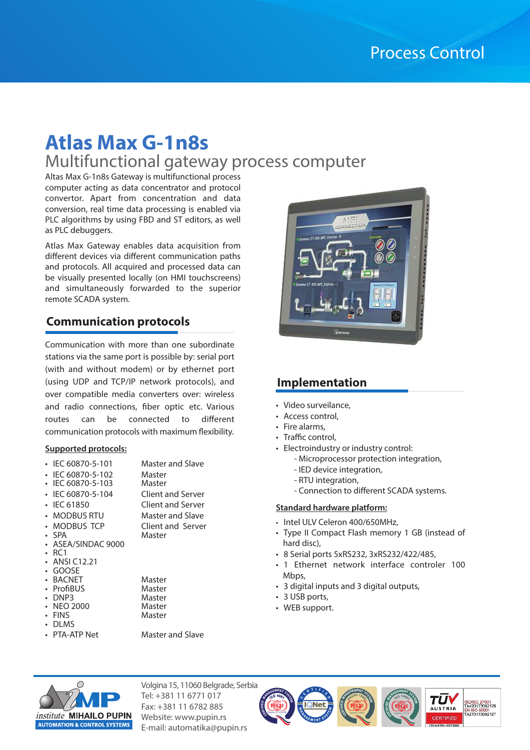Process Control

# Atlas Max G-1n8s

## Multifunctional gateway process computer

Altas Max G-1n8s Gateway is multifunctional process computer acting as data concentrator and protocol convertor. Apart from concentration and data conversion, real time data processing is enabled via PLC algorithms by using FBD and ST editors, as well as PLC debuggers.

Atlas Max Gateway enables data acquisition from different devices via different communication paths and protocols. All acquired and processed data can be visually presented locally (on HMI touchscreens) and simultaneously forwarded to the superior remote SCADA system.

## Communication protocols

Communication with more than one subordinate stations via the same port is possible by: serial port (with and without modem) or by ethernet port (using UDP and TCP/IP network protocols), and over compatible media converters over: wireless and radio connections, fiber optic etc. Various routes can be connected to different communication protocols with maximum flexibility.

**Supported protocols:**

| Protocol | Mode |
|---|---|
| IEC 60870-5-101 | Master and Slave |
| IEC 60870-5-102 | Master |
| IEC 60870-5-103 | Master |
| IEC 60870-5-104 | Client and Server |
| IEC 61850 | Client and Server |
| MODBUS RTU | Master and Slave |
| MODBUS TCP | Client and Server |
| SPA | Master |
| ASEA/SINDAC 9000 | |
| RC1 | |
| ANSI C12.21 | |
| GOOSE | |
| BACNET | Master |
| ProfiBUS | Master |
| DNP3 | Master |
| NEO 2000 | Master |
| FINS | Master |
| DLMS | |
| PTA-ATP Net | Master and Slave |

## Implementation

- Video surveilance,
- Access control,
- Fire alarms,
- Traffic control,
- Electroindustry or industry control:
  - Microprocessor protection integration,
  - IED device integration,
  - RTU integration,
  - Connection to different SCADA systems.

**Standard hardware platform:**

- Intel ULV Celeron 400/650MHz,
- Type II Compact Flash memory 1 GB (instead of hard disc),
- 8 Serial ports 5xRS232, 3xRS232/422/485,
- 1 Ethernet network interface controler 100 Mbps,
- 3 digital inputs and 3 digital outputs,
- 3 USB ports,
- WEB support.

institute MIHAILO PUPIN
AUTOMATION & CONTROL SYSTEMS

Volgina 15, 11060 Belgrade, Serbia
Tel: +381 11 6771 017
Fax: +381 11 6782 885
Website: www.pupin.rs
E-mail: automatika@pupin.rs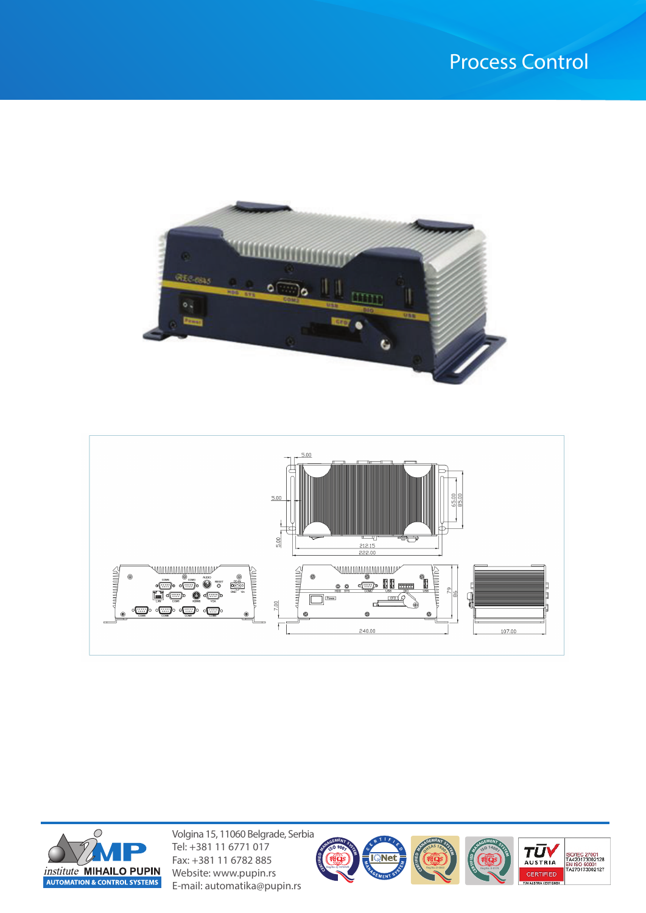# Process Control

5.00

5.00

5.00

65.00

85.00

212.15

222.00

7.00

79

86

240.00

107.00

Volgina 15, 11060 Belgrade, Serbia
Tel: +381 11 6771 017
Fax: +381 11 6782 885
Website: www.pupin.rs
E-mail: automatika@pupin.rs